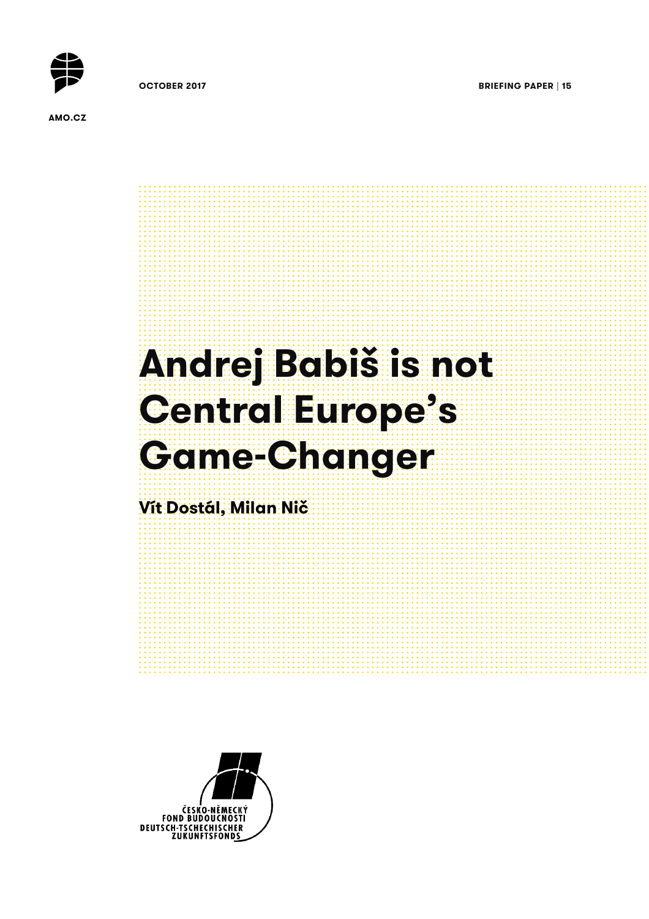AMO.CZ

OCTOBER 2017

BRIEFING PAPER | 15

# Andrej Babiš is not Central Europe's Game-Changer

**Vít Dostál, Milan Nič**

ČESKO-NĚMECKÝ FOND BUDOUCNOSTI
DEUTSCH-TSCHECHISCHER ZUKUNFTSFONDS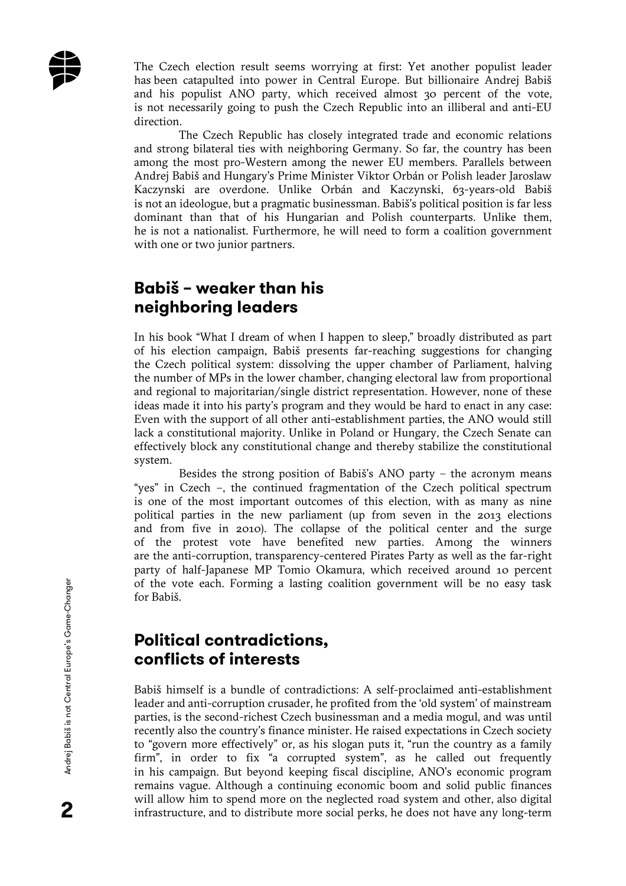The Czech election result seems worrying at first: Yet another populist leader has been catapulted into power in Central Europe. But billionaire Andrej Babiš and his populist ANO party, which received almost 30 percent of the vote, is not necessarily going to push the Czech Republic into an illiberal and anti-EU direction.

The Czech Republic has closely integrated trade and economic relations and strong bilateral ties with neighboring Germany. So far, the country has been among the most pro-Western among the newer EU members. Parallels between Andrej Babiš and Hungary's Prime Minister Viktor Orbán or Polish leader Jaroslaw Kaczynski are overdone. Unlike Orbán and Kaczynski, 63-years-old Babiš is not an ideologue, but a pragmatic businessman. Babiš's political position is far less dominant than that of his Hungarian and Polish counterparts. Unlike them, he is not a nationalist. Furthermore, he will need to form a coalition government with one or two junior partners.

## Babiš – weaker than his neighboring leaders

In his book "What I dream of when I happen to sleep," broadly distributed as part of his election campaign, Babiš presents far-reaching suggestions for changing the Czech political system: dissolving the upper chamber of Parliament, halving the number of MPs in the lower chamber, changing electoral law from proportional and regional to majoritarian/single district representation. However, none of these ideas made it into his party's program and they would be hard to enact in any case: Even with the support of all other anti-establishment parties, the ANO would still lack a constitutional majority. Unlike in Poland or Hungary, the Czech Senate can effectively block any constitutional change and thereby stabilize the constitutional system.

Besides the strong position of Babiš's ANO party – the acronym means "yes" in Czech –, the continued fragmentation of the Czech political spectrum is one of the most important outcomes of this election, with as many as nine political parties in the new parliament (up from seven in the 2013 elections and from five in 2010). The collapse of the political center and the surge of the protest vote have benefited new parties. Among the winners are the anti-corruption, transparency-centered Pirates Party as well as the far-right party of half-Japanese MP Tomio Okamura, which received around 10 percent of the vote each. Forming a lasting coalition government will be no easy task for Babiš.

## Political contradictions, conflicts of interests

Babiš himself is a bundle of contradictions: A self-proclaimed anti-establishment leader and anti-corruption crusader, he profited from the 'old system' of mainstream parties, is the second-richest Czech businessman and a media mogul, and was until recently also the country's finance minister. He raised expectations in Czech society to "govern more effectively" or, as his slogan puts it, "run the country as a family firm", in order to fix "a corrupted system", as he called out frequently in his campaign. But beyond keeping fiscal discipline, ANO's economic program remains vague. Although a continuing economic boom and solid public finances will allow him to spend more on the neglected road system and other, also digital infrastructure, and to distribute more social perks, he does not have any long-term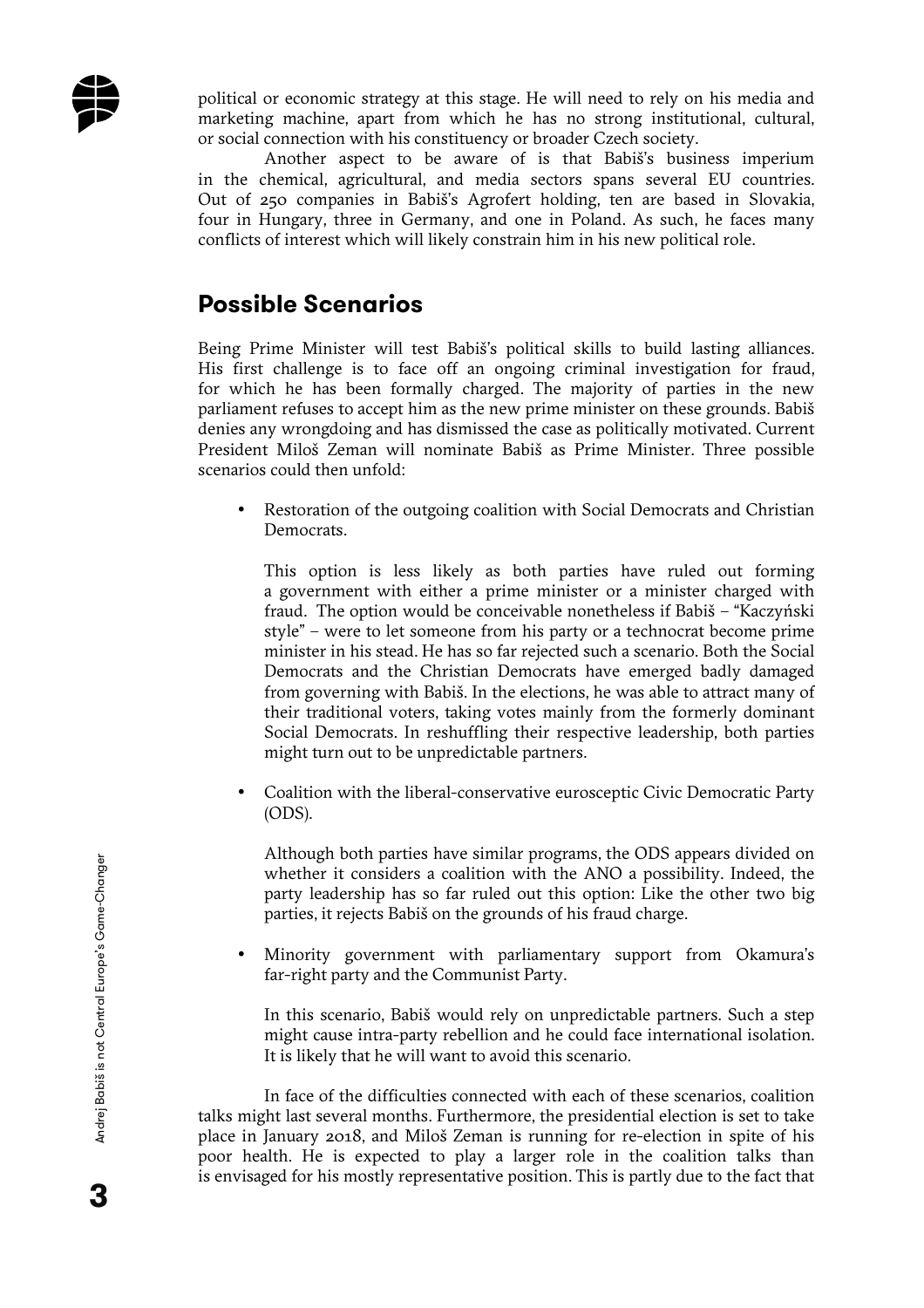political or economic strategy at this stage. He will need to rely on his media and marketing machine, apart from which he has no strong institutional, cultural, or social connection with his constituency or broader Czech society.

Another aspect to be aware of is that Babiš's business imperium in the chemical, agricultural, and media sectors spans several EU countries. Out of 250 companies in Babiš's Agrofert holding, ten are based in Slovakia, four in Hungary, three in Germany, and one in Poland. As such, he faces many conflicts of interest which will likely constrain him in his new political role.

## Possible Scenarios

Being Prime Minister will test Babiš's political skills to build lasting alliances. His first challenge is to face off an ongoing criminal investigation for fraud, for which he has been formally charged. The majority of parties in the new parliament refuses to accept him as the new prime minister on these grounds. Babiš denies any wrongdoing and has dismissed the case as politically motivated. Current President Miloš Zeman will nominate Babiš as Prime Minister. Three possible scenarios could then unfold:

- Restoration of the outgoing coalition with Social Democrats and Christian Democrats.

  This option is less likely as both parties have ruled out forming a government with either a prime minister or a minister charged with fraud. The option would be conceivable nonetheless if Babiš – "Kaczyński style" – were to let someone from his party or a technocrat become prime minister in his stead. He has so far rejected such a scenario. Both the Social Democrats and the Christian Democrats have emerged badly damaged from governing with Babiš. In the elections, he was able to attract many of their traditional voters, taking votes mainly from the formerly dominant Social Democrats. In reshuffling their respective leadership, both parties might turn out to be unpredictable partners.

- Coalition with the liberal-conservative eurosceptic Civic Democratic Party (ODS).

  Although both parties have similar programs, the ODS appears divided on whether it considers a coalition with the ANO a possibility. Indeed, the party leadership has so far ruled out this option: Like the other two big parties, it rejects Babiš on the grounds of his fraud charge.

- Minority government with parliamentary support from Okamura's far-right party and the Communist Party.

  In this scenario, Babiš would rely on unpredictable partners. Such a step might cause intra-party rebellion and he could face international isolation. It is likely that he will want to avoid this scenario.

In face of the difficulties connected with each of these scenarios, coalition talks might last several months. Furthermore, the presidential election is set to take place in January 2018, and Miloš Zeman is running for re-election in spite of his poor health. He is expected to play a larger role in the coalition talks than is envisaged for his mostly representative position. This is partly due to the fact that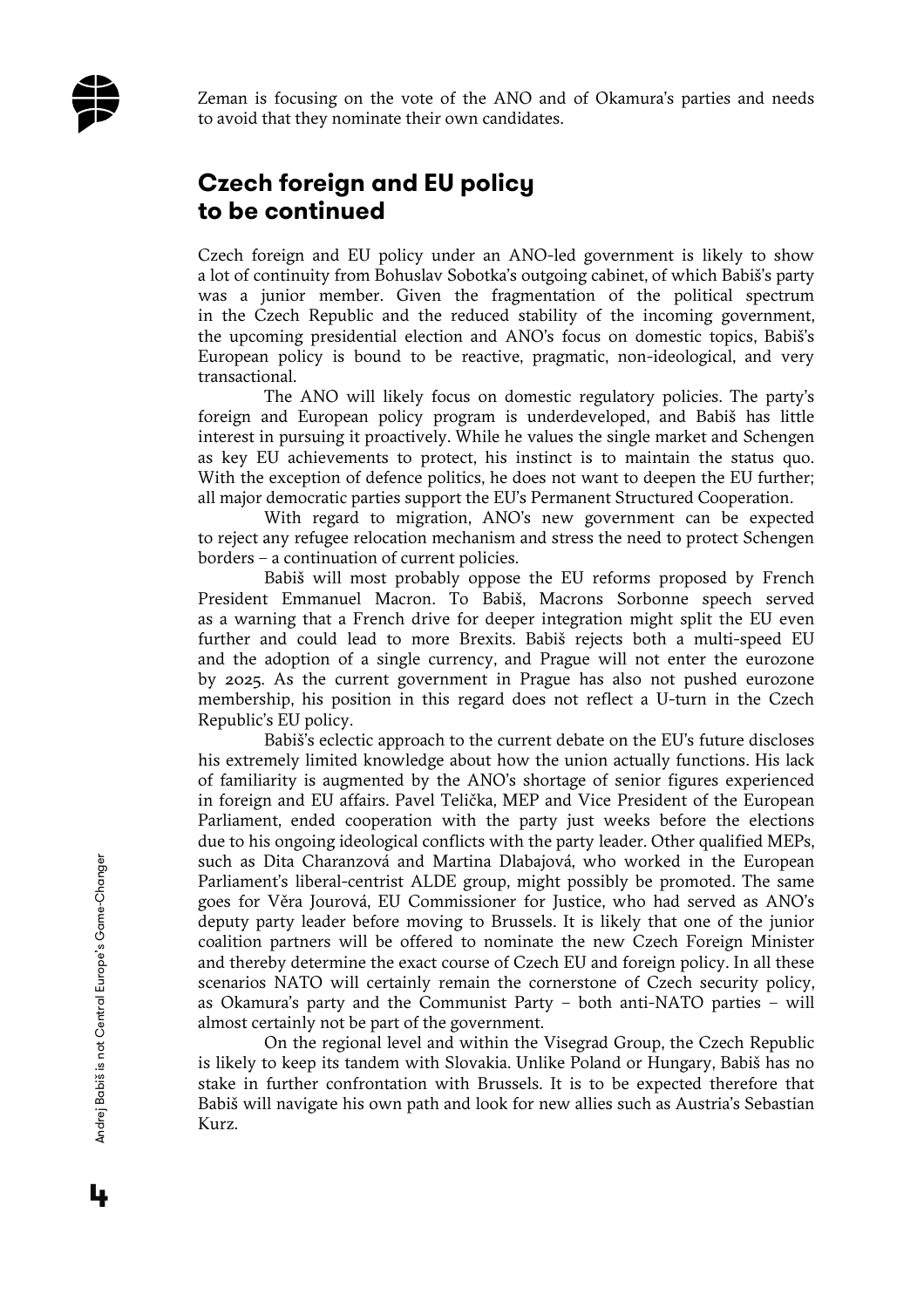Zeman is focusing on the vote of the ANO and of Okamura's parties and needs to avoid that they nominate their own candidates.

## Czech foreign and EU policy to be continued

Czech foreign and EU policy under an ANO-led government is likely to show a lot of continuity from Bohuslav Sobotka's outgoing cabinet, of which Babiš's party was a junior member. Given the fragmentation of the political spectrum in the Czech Republic and the reduced stability of the incoming government, the upcoming presidential election and ANO's focus on domestic topics, Babiš's European policy is bound to be reactive, pragmatic, non-ideological, and very transactional.

The ANO will likely focus on domestic regulatory policies. The party's foreign and European policy program is underdeveloped, and Babiš has little interest in pursuing it proactively. While he values the single market and Schengen as key EU achievements to protect, his instinct is to maintain the status quo. With the exception of defence politics, he does not want to deepen the EU further; all major democratic parties support the EU's Permanent Structured Cooperation.

With regard to migration, ANO's new government can be expected to reject any refugee relocation mechanism and stress the need to protect Schengen borders – a continuation of current policies.

Babiš will most probably oppose the EU reforms proposed by French President Emmanuel Macron. To Babiš, Macrons Sorbonne speech served as a warning that a French drive for deeper integration might split the EU even further and could lead to more Brexits. Babiš rejects both a multi-speed EU and the adoption of a single currency, and Prague will not enter the eurozone by 2025. As the current government in Prague has also not pushed eurozone membership, his position in this regard does not reflect a U-turn in the Czech Republic's EU policy.

Babiš's eclectic approach to the current debate on the EU's future discloses his extremely limited knowledge about how the union actually functions. His lack of familiarity is augmented by the ANO's shortage of senior figures experienced in foreign and EU affairs. Pavel Telička, MEP and Vice President of the European Parliament, ended cooperation with the party just weeks before the elections due to his ongoing ideological conflicts with the party leader. Other qualified MEPs, such as Dita Charanzová and Martina Dlabajová, who worked in the European Parliament's liberal-centrist ALDE group, might possibly be promoted. The same goes for Věra Jourová, EU Commissioner for Justice, who had served as ANO's deputy party leader before moving to Brussels. It is likely that one of the junior coalition partners will be offered to nominate the new Czech Foreign Minister and thereby determine the exact course of Czech EU and foreign policy. In all these scenarios NATO will certainly remain the cornerstone of Czech security policy, as Okamura's party and the Communist Party – both anti-NATO parties – will almost certainly not be part of the government.

On the regional level and within the Visegrad Group, the Czech Republic is likely to keep its tandem with Slovakia. Unlike Poland or Hungary, Babiš has no stake in further confrontation with Brussels. It is to be expected therefore that Babiš will navigate his own path and look for new allies such as Austria's Sebastian Kurz.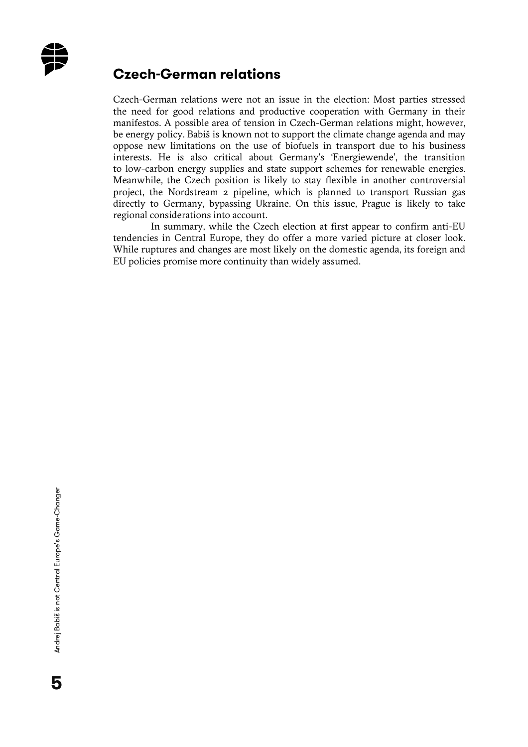## Czech-German relations

Czech-German relations were not an issue in the election: Most parties stressed the need for good relations and productive cooperation with Germany in their manifestos. A possible area of tension in Czech-German relations might, however, be energy policy. Babiš is known not to support the climate change agenda and may oppose new limitations on the use of biofuels in transport due to his business interests. He is also critical about Germany's 'Energiewende', the transition to low-carbon energy supplies and state support schemes for renewable energies. Meanwhile, the Czech position is likely to stay flexible in another controversial project, the Nordstream 2 pipeline, which is planned to transport Russian gas directly to Germany, bypassing Ukraine. On this issue, Prague is likely to take regional considerations into account.

In summary, while the Czech election at first appear to confirm anti-EU tendencies in Central Europe, they do offer a more varied picture at closer look. While ruptures and changes are most likely on the domestic agenda, its foreign and EU policies promise more continuity than widely assumed.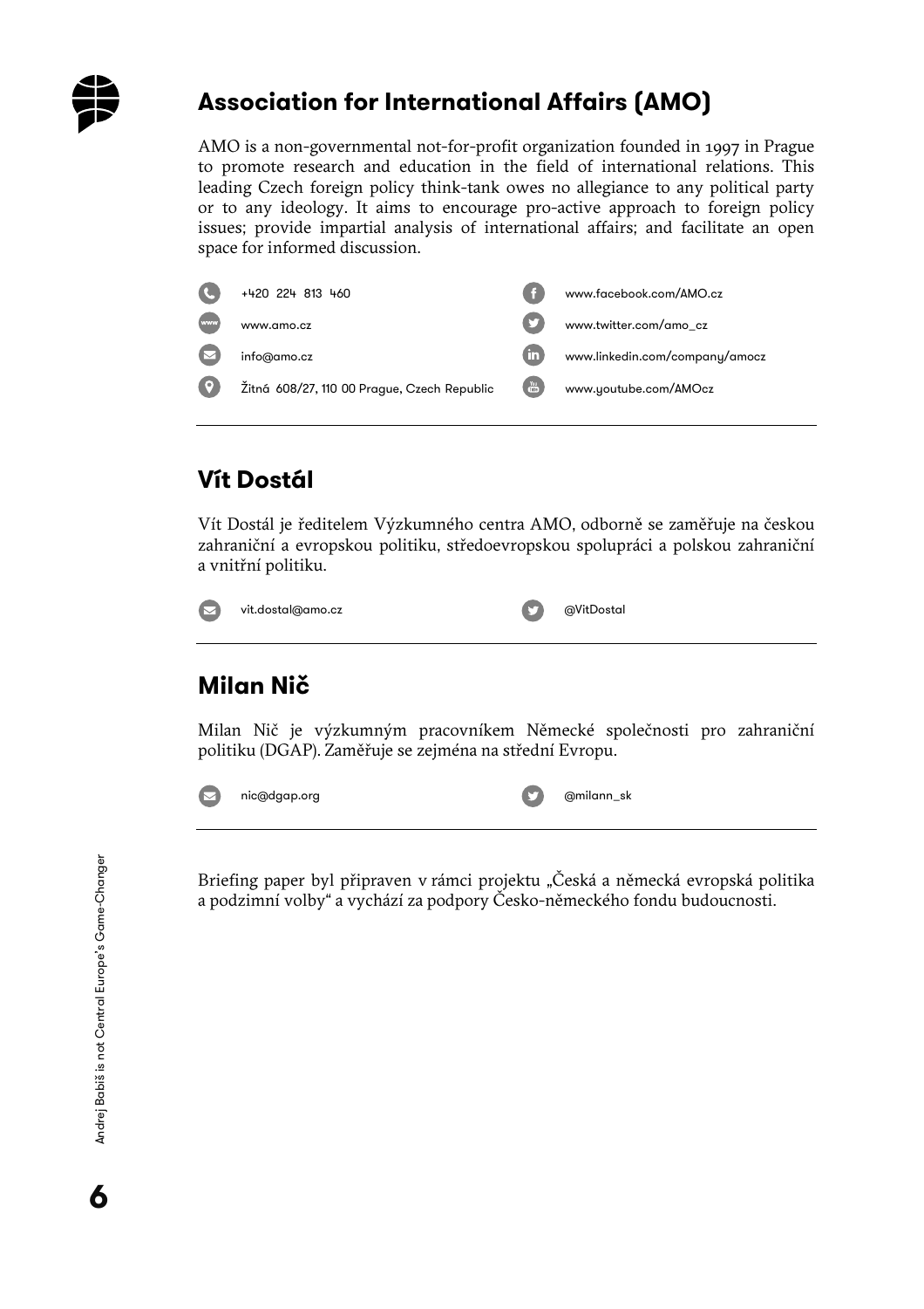## Association for International Affairs (AMO)

AMO is a non-governmental not-for-profit organization founded in 1997 in Prague to promote research and education in the field of international relations. This leading Czech foreign policy think-tank owes no allegiance to any political party or to any ideology. It aims to encourage pro-active approach to foreign policy issues; provide impartial analysis of international affairs; and facilitate an open space for informed discussion.

+420 224 813 460

www.amo.cz

info@amo.cz

Žitná 608/27, 110 00 Prague, Czech Republic

www.facebook.com/AMO.cz

www.twitter.com/amo_cz

www.linkedin.com/company/amocz

www.youtube.com/AMOcz

## Vít Dostál

Vít Dostál je ředitelem Výzkumného centra AMO, odborně se zaměřuje na českou zahraniční a evropskou politiku, středoevropskou spolupráci a polskou zahraniční a vnitřní politiku.

vit.dostal@amo.cz

@VitDostal

## Milan Nič

Milan Nič je výzkumným pracovníkem Německé společnosti pro zahraniční politiku (DGAP). Zaměřuje se zejména na střední Evropu.

nic@dgap.org

@milann_sk

Briefing paper byl připraven v rámci projektu „Česká a německá evropská politika a podzimní volby“ a vychází za podpory Česko-německého fondu budoucnosti.